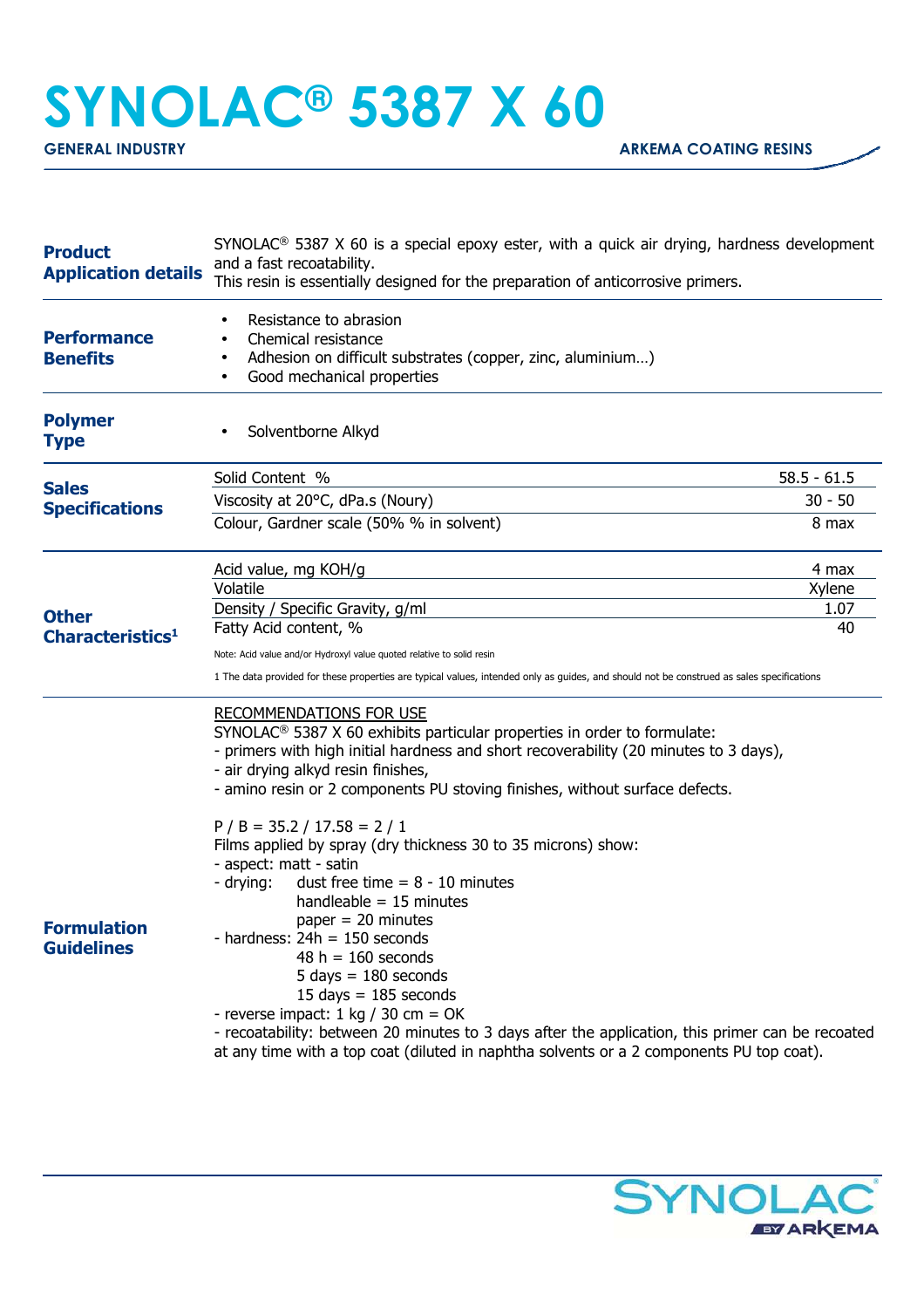# SYNOLAC® 5387 X 60

**GENERAL INDUSTRY** ARKEMA COATING RESINS

## Product Application details

SYNOLAC® 5387 X 60 is a special epoxy ester, with a quick air drying, hardness development and a fast recoatability.
This resin is essentially designed for the preparation of anticorrosive primers.

## Performance Benefits

- Resistance to abrasion
- Chemical resistance
- Adhesion on difficult substrates (copper, zinc, aluminium…)
- Good mechanical properties

## Polymer Type

- Solventborne Alkyd

## Sales Specifications

| Property | Value |
|---|---|
| Solid Content % | 58.5 - 61.5 |
| Viscosity at 20°C, dPa.s (Noury) | 30 - 50 |
| Colour, Gardner scale (50% % in solvent) | 8 max |

## Other Characteristics[1]

| Property | Value |
|---|---|
| Acid value, mg KOH/g | 4 max |
| Volatile | Xylene |
| Density / Specific Gravity, g/ml | 1.07 |
| Fatty Acid content, % | 40 |

Note: Acid value and/or Hydroxyl value quoted relative to solid resin

1 The data provided for these properties are typical values, intended only as guides, and should not be construed as sales specifications

## Formulation Guidelines

RECOMMENDATIONS FOR USE

SYNOLAC® 5387 X 60 exhibits particular properties in order to formulate:
- primers with high initial hardness and short recoverability (20 minutes to 3 days),
- air drying alkyd resin finishes,
- amino resin or 2 components PU stoving finishes, without surface defects.

P / B = 35.2 / 17.58 = 2 / 1

Films applied by spray (dry thickness 30 to 35 microns) show:
- aspect: matt - satin
- drying: dust free time = 8 - 10 minutes
  handleable = 15 minutes
  paper = 20 minutes
- hardness: 24h = 150 seconds
  48 h = 160 seconds
  5 days = 180 seconds
  15 days = 185 seconds
- reverse impact: 1 kg / 30 cm = OK
- recoatability: between 20 minutes to 3 days after the application, this primer can be recoated at any time with a top coat (diluted in naphtha solvents or a 2 components PU top coat).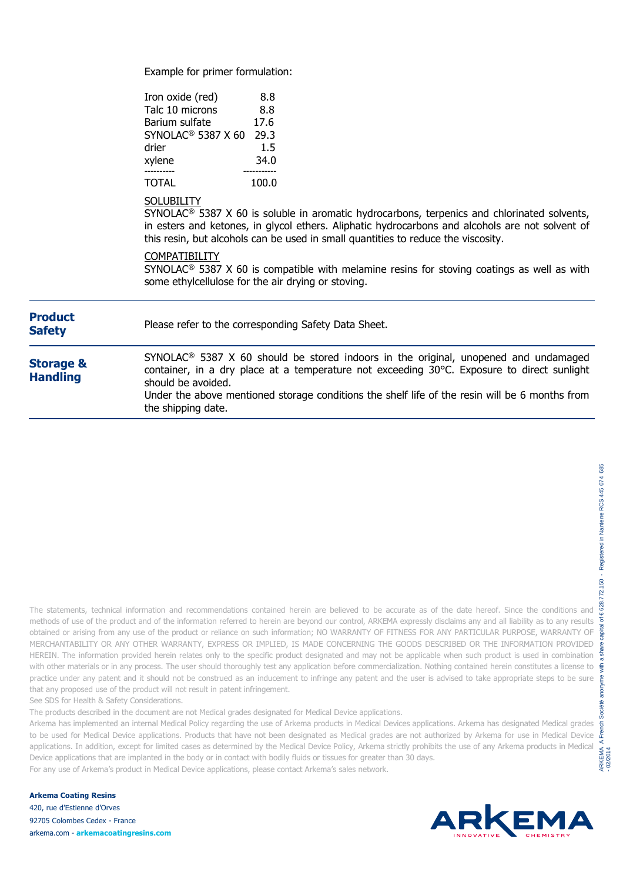Example for primer formulation:

| | |
|---|---|
| Iron oxide (red) | 8.8 |
| Talc 10 microns | 8.8 |
| Barium sulfate | 17.6 |
| SYNOLAC® 5387 X 60 | 29.3 |
| drier | 1.5 |
| xylene | 34.0 |
| ---------- | ----------- |
| TOTAL | 100.0 |

SOLUBILITY

SYNOLAC® 5387 X 60 is soluble in aromatic hydrocarbons, terpenics and chlorinated solvents, in esters and ketones, in glycol ethers. Aliphatic hydrocarbons and alcohols are not solvent of this resin, but alcohols can be used in small quantities to reduce the viscosity.

COMPATIBILITY

SYNOLAC® 5387 X 60 is compatible with melamine resins for stoving coatings as well as with some ethylcellulose for the air drying or stoving.

## Product Safety

Please refer to the corresponding Safety Data Sheet.

## Storage & Handling

SYNOLAC® 5387 X 60 should be stored indoors in the original, unopened and undamaged container, in a dry place at a temperature not exceeding 30°C. Exposure to direct sunlight should be avoided.

Under the above mentioned storage conditions the shelf life of the resin will be 6 months from the shipping date.

The statements, technical information and recommendations contained herein are believed to be accurate as of the date hereof. Since the conditions and methods of use of the product and of the information referred to herein are beyond our control, ARKEMA expressly disclaims any and all liability as to any results obtained or arising from any use of the product or reliance on such information; NO WARRANTY OF FITNESS FOR ANY PARTICULAR PURPOSE, WARRANTY OF MERCHANTABILITY OR ANY OTHER WARRANTY, EXPRESS OR IMPLIED, IS MADE CONCERNING THE GOODS DESCRIBED OR THE INFORMATION PROVIDED HEREIN. The information provided herein relates only to the specific product designated and may not be applicable when such product is used in combination with other materials or in any process. The user should thoroughly test any application before commercialization. Nothing contained herein constitutes a license to practice under any patent and it should not be construed as an inducement to infringe any patent and the user is advised to take appropriate steps to be sure that any proposed use of the product will not result in patent infringement.

See SDS for Health & Safety Considerations.

The products described in the document are not Medical grades designated for Medical Device applications.

Arkema has implemented an internal Medical Policy regarding the use of Arkema products in Medical Devices applications. Arkema has designated Medical grades to be used for Medical Device applications. Products that have not been designated as Medical grades are not authorized by Arkema for use in Medical Device applications. In addition, except for limited cases as determined by the Medical Device Policy, Arkema strictly prohibits the use of any Arkema products in Medical Device applications that are implanted in the body or in contact with bodily fluids or tissues for greater than 30 days.

For any use of Arkema's product in Medical Device applications, please contact Arkema's sales network.

**Arkema Coating Resins**
420, rue d'Estienne d'Orves
92705 Colombes Cedex - France
arkema.com - **arkemacoatingresins.com**

ARKEMA A French Société anonyme with a share capital of € 628.772.150 - Registered in Nanterre RCS 445 074 685 - 02/2014